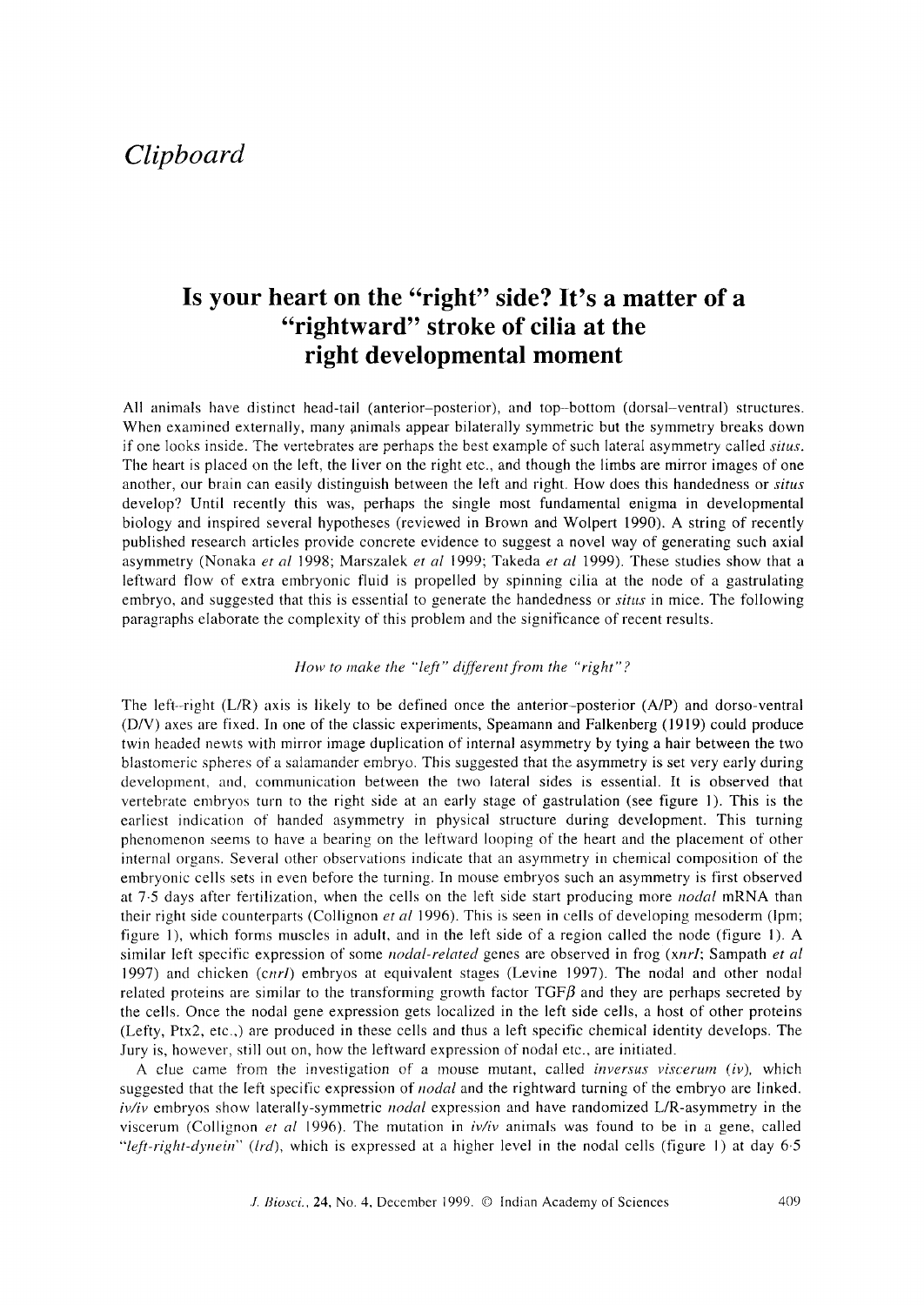# Clipboard

## Is your heart on the "right" side? It's a matter of a "rightward" stroke of cilia at the right developmental moment

All animals have distinct head-tail (anterior–posterior), and top–bottom (dorsal–ventral) structures. When examined externally, many animals appear bilaterally symmetric but the symmetry breaks down if one looks inside. The vertebrates are perhaps the best example of such lateral asymmetry called *situs*. The heart is placed on the left, the liver on the right etc., and though the limbs are mirror images of one another, our brain can easily distinguish between the left and right. How does this handedness or *situs* develop? Until recently this was, perhaps the single most fundamental enigma in developmental biology and inspired several hypotheses (reviewed in Brown and Wolpert 1990). A string of recently published research articles provide concrete evidence to suggest a novel way of generating such axial asymmetry (Nonaka *et al* 1998; Marszalek *et al* 1999; Takeda *et al* 1999). These studies show that a leftward flow of extra embryonic fluid is propelled by spinning cilia at the node of a gastrulating embryo, and suggested that this is essential to generate the handedness or *situs* in mice. The following paragraphs elaborate the complexity of this problem and the significance of recent results.

*How to make the "left" different from the "right"?*

The left–right (L/R) axis is likely to be defined once the anterior–posterior (A/P) and dorso-ventral (D/V) axes are fixed. In one of the classic experiments, Speamann and Falkenberg (1919) could produce twin headed newts with mirror image duplication of internal asymmetry by tying a hair between the two blastomeric spheres of a salamander embryo. This suggested that the asymmetry is set very early during development, and, communication between the two lateral sides is essential. It is observed that vertebrate embryos turn to the right side at an early stage of gastrulation (see figure 1). This is the earliest indication of handed asymmetry in physical structure during development. This turning phenomenon seems to have a bearing on the leftward looping of the heart and the placement of other internal organs. Several other observations indicate that an asymmetry in chemical composition of the embryonic cells sets in even before the turning. In mouse embryos such an asymmetry is first observed at 7·5 days after fertilization, when the cells on the left side start producing more *nodal* mRNA than their right side counterparts (Collignon *et al* 1996). This is seen in cells of developing mesoderm (lpm; figure 1), which forms muscles in adult, and in the left side of a region called the node (figure 1). A similar left specific expression of some *nodal-related* genes are observed in frog (*xnrl*; Sampath *et al* 1997) and chicken (*cnrl*) embryos at equivalent stages (Levine 1997). The nodal and other nodal related proteins are similar to the transforming growth factor TGF$\beta$ and they are perhaps secreted by the cells. Once the nodal gene expression gets localized in the left side cells, a host of other proteins (Lefty, Ptx2, etc.,) are produced in these cells and thus a left specific chemical identity develops. The Jury is, however, still out on, how the leftward expression of nodal etc., are initiated.

A clue came from the investigation of a mouse mutant, called *inversus viscerum (iv)*, which suggested that the left specific expression of *nodal* and the rightward turning of the embryo are linked. *iv/iv* embryos show laterally-symmetric *nodal* expression and have randomized L/R-asymmetry in the viscerum (Collignon *et al* 1996). The mutation in *iv/iv* animals was found to be in a gene, called "*left-right-dynein*" (*lrd*), which is expressed at a higher level in the nodal cells (figure 1) at day 6·5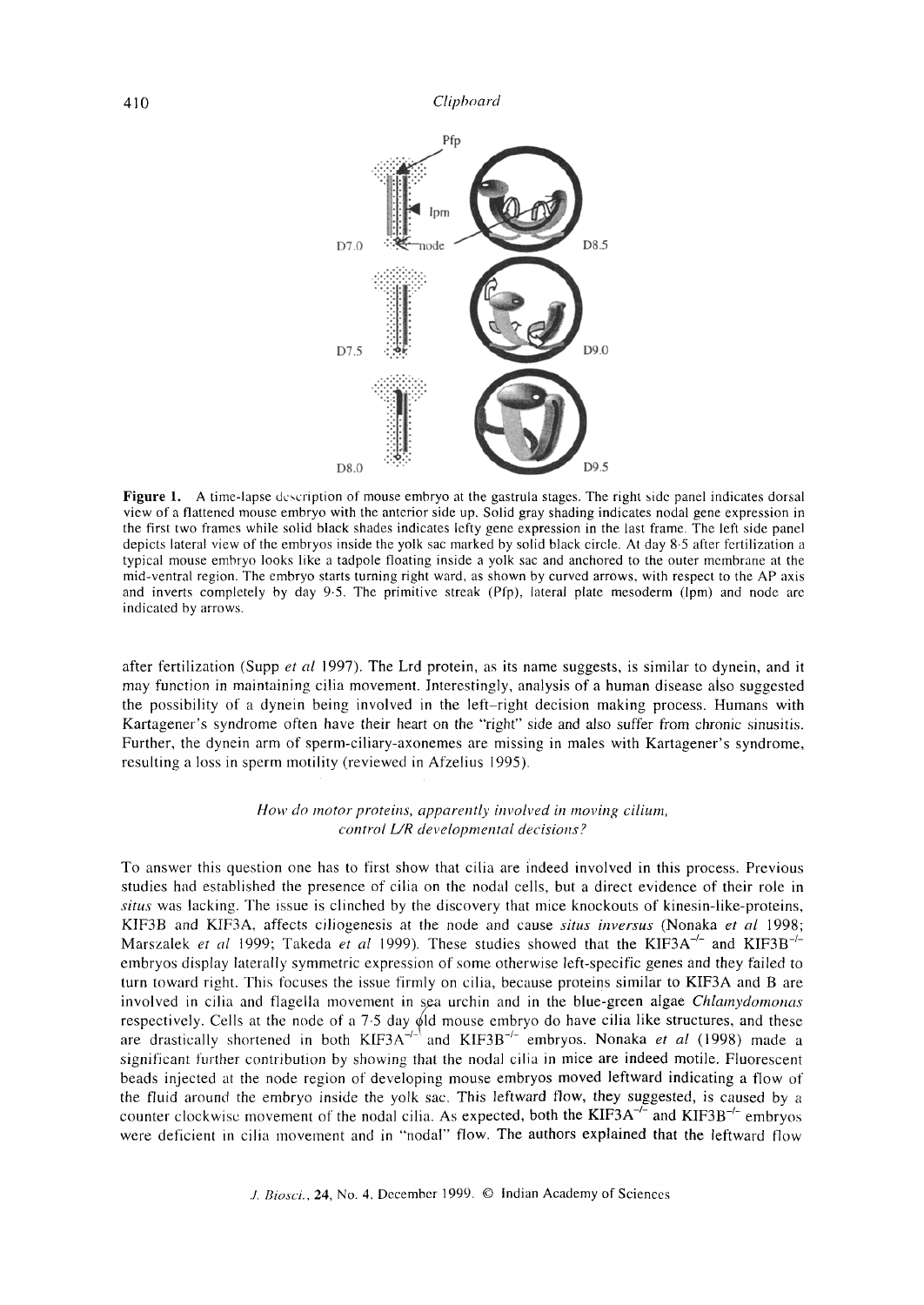**Figure 1.** A time-lapse description of mouse embryo at the gastrula stages. The right side panel indicates dorsal view of a flattened mouse embryo with the anterior side up. Solid gray shading indicates nodal gene expression in the first two frames while solid black shades indicates lefty gene expression in the last frame. The left side panel depicts lateral view of the embryos inside the yolk sac marked by solid black circle. At day 8·5 after fertilization a typical mouse embryo looks like a tadpole floating inside a yolk sac and anchored to the outer membrane at the mid-ventral region. The embryo starts turning right ward, as shown by curved arrows, with respect to the AP axis and inverts completely by day 9·5. The primitive streak (Pfp), lateral plate mesoderm (lpm) and node are indicated by arrows.

after fertilization (Supp *et al* 1997). The Lrd protein, as its name suggests, is similar to dynein, and it may function in maintaining cilia movement. Interestingly, analysis of a human disease also suggested the possibility of a dynein being involved in the left–right decision making process. Humans with Kartagener's syndrome often have their heart on the "right" side and also suffer from chronic sinusitis. Further, the dynein arm of sperm-ciliary-axonemes are missing in males with Kartagener's syndrome, resulting a loss in sperm motility (reviewed in Afzelius 1995).

### *How do motor proteins, apparently involved in moving cilium, control L/R developmental decisions?*

To answer this question one has to first show that cilia are indeed involved in this process. Previous studies had established the presence of cilia on the nodal cells, but a direct evidence of their role in *situs* was lacking. The issue is clinched by the discovery that mice knockouts of kinesin-like-proteins, KIF3B and KIF3A, affects ciliogenesis at the node and cause *situs inversus* (Nonaka *et al* 1998; Marszalek *et al* 1999; Takeda *et al* 1999). These studies showed that the $KIF3A^{-/-}$ and $KIF3B^{-/-}$ embryos display laterally symmetric expression of some otherwise left-specific genes and they failed to turn toward right. This focuses the issue firmly on cilia, because proteins similar to KIF3A and B are involved in cilia and flagella movement in sea urchin and in the blue-green algae *Chlamydomonas* respectively. Cells at the node of a 7·5 day old mouse embryo do have cilia like structures, and these are drastically shortened in both $KIF3A^{-/-}$ and $KIF3B^{-/-}$ embryos. Nonaka *et al* (1998) made a significant further contribution by showing that the nodal cilia in mice are indeed motile. Fluorescent beads injected at the node region of developing mouse embryos moved leftward indicating a flow of the fluid around the embryo inside the yolk sac. This leftward flow, they suggested, is caused by a counter clockwise movement of the nodal cilia. As expected, both the $KIF3A^{-/-}$ and $KIF3B^{-/-}$ embryos were deficient in cilia movement and in "nodal" flow. The authors explained that the leftward flow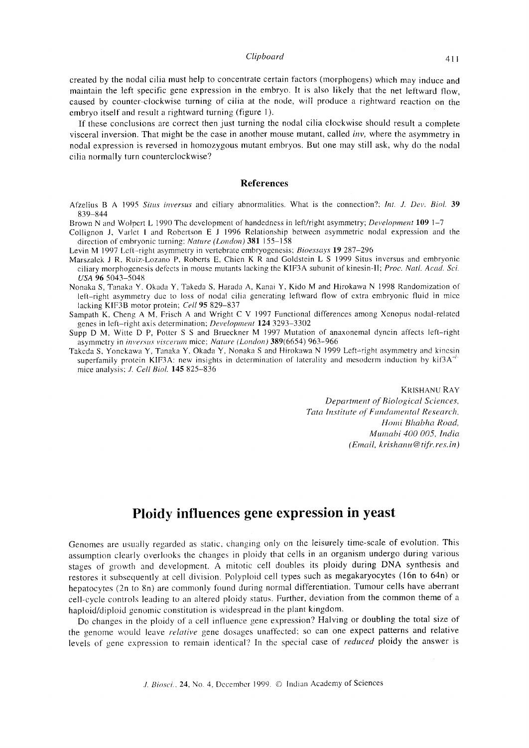created by the nodal cilia must help to concentrate certain factors (morphogens) which may induce and maintain the left specific gene expression in the embryo. It is also likely that the net leftward flow, caused by counter-clockwise turning of cilia at the node, will produce a rightward reaction on the embryo itself and result a rightward turning (figure 1).

If these conclusions are correct then just turning the nodal cilia clockwise should result a complete visceral inversion. That might be the case in another mouse mutant, called *inv*, where the asymmetry in nodal expression is reversed in homozygous mutant embryos. But one may still ask, why do the nodal cilia normally turn counterclockwise?

## References

Afzelius B A 1995 *Situs inversus* and ciliary abnormalities. What is the connection?; *Int. J. Dev. Biol.* **39** 839–844

Brown N and Wolpert L 1990 The development of handedness in left/right asymmetry; *Development* **109** 1–7

Collignon J, Varlet I and Robertson E J 1996 Relationship between asymmetric nodal expression and the direction of embryonic turning; *Nature (London)* **381** 155–158

Levin M 1997 Left-right asymmetry in vertebrate embryogenesis; *Bioessays* **19** 287–296

Marszalek J R, Ruiz-Lozano P, Roberts E, Chien K R and Goldstein L S 1999 Situs inversus and embryonic ciliary morphogenesis defects in mouse mutants lacking the KIF3A subunit of kinesin-II; *Proc. Natl. Acad. Sci. USA* **96** 5043–5048

Nonaka S, Tanaka Y, Okada Y, Takeda S, Harada A, Kanai Y, Kido M and Hirokawa N 1998 Randomization of left–right asymmetry due to loss of nodal cilia generating leftward flow of extra embryonic fluid in mice lacking KIF3B motor protein; *Cell* **95** 829–837

Sampath K, Cheng A M, Frisch A and Wright C V 1997 Functional differences among Xenopus nodal-related genes in left–right axis determination; *Development* **124** 3293–3302

Supp D M, Witte D P, Potter S S and Brueckner M 1997 Mutation of anaxonemal dynein affects left–right asymmetry in *inversus viscerum* mice; *Nature (London)* **389**(6654) 963–966

Takeda S, Yonekawa Y, Tanaka Y, Okada Y, Nonaka S and Hirokawa N 1999 Left–right asymmetry and kinesin superfamily protein KIF3A: new insights in determination of laterality and mesoderm induction by kif3A$^{-/-}$ mice analysis; *J. Cell Biol.* **145** 825–836

KRISHANU RAY
*Department of Biological Sciences,*
*Tata Institute of Fundamental Research,*
*Homi Bhabha Road,*
*Mumabi 400 005, India*
*(Email, krishanu@tifr.res.in)*

# Ploidy influences gene expression in yeast

Genomes are usually regarded as static, changing only on the leisurely time-scale of evolution. This assumption clearly overlooks the changes in ploidy that cells in an organism undergo during various stages of growth and development. A mitotic cell doubles its ploidy during DNA synthesis and restores it subsequently at cell division. Polyploid cell types such as megakaryocytes (16n to 64n) or hepatocytes (2n to 8n) are commonly found during normal differentiation. Tumour cells have aberrant cell-cycle controls leading to an altered ploidy status. Further, deviation from the common theme of a haploid/diploid genomic constitution is widespread in the plant kingdom.

Do changes in the ploidy of a cell influence gene expression? Halving or doubling the total size of the genome would leave *relative* gene dosages unaffected; so can one expect patterns and relative levels of gene expression to remain identical? In the special case of *reduced* ploidy the answer is